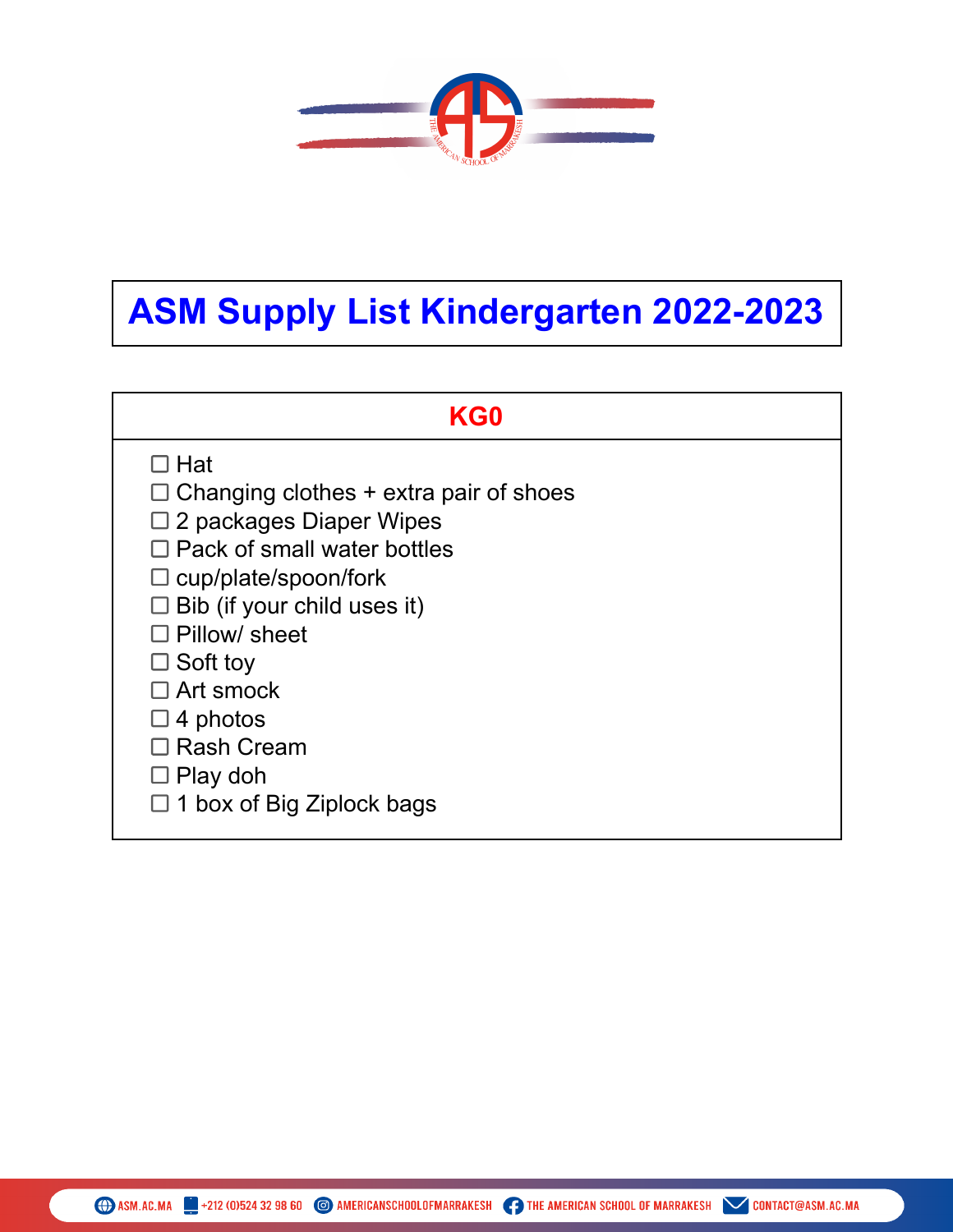# ASM Supply List Kindergarten 2022-2023

## KG0

- ☐ Hat
- ☐ Changing clothes + extra pair of shoes
- ☐ 2 packages Diaper Wipes
- ☐ Pack of small water bottles
- ☐ cup/plate/spoon/fork
- ☐ Bib (if your child uses it)
- ☐ Pillow/ sheet
- ☐ Soft toy
- ☐ Art smock
- ☐ 4 photos
- ☐ Rash Cream
- ☐ Play doh
- ☐ 1 box of Big Ziplock bags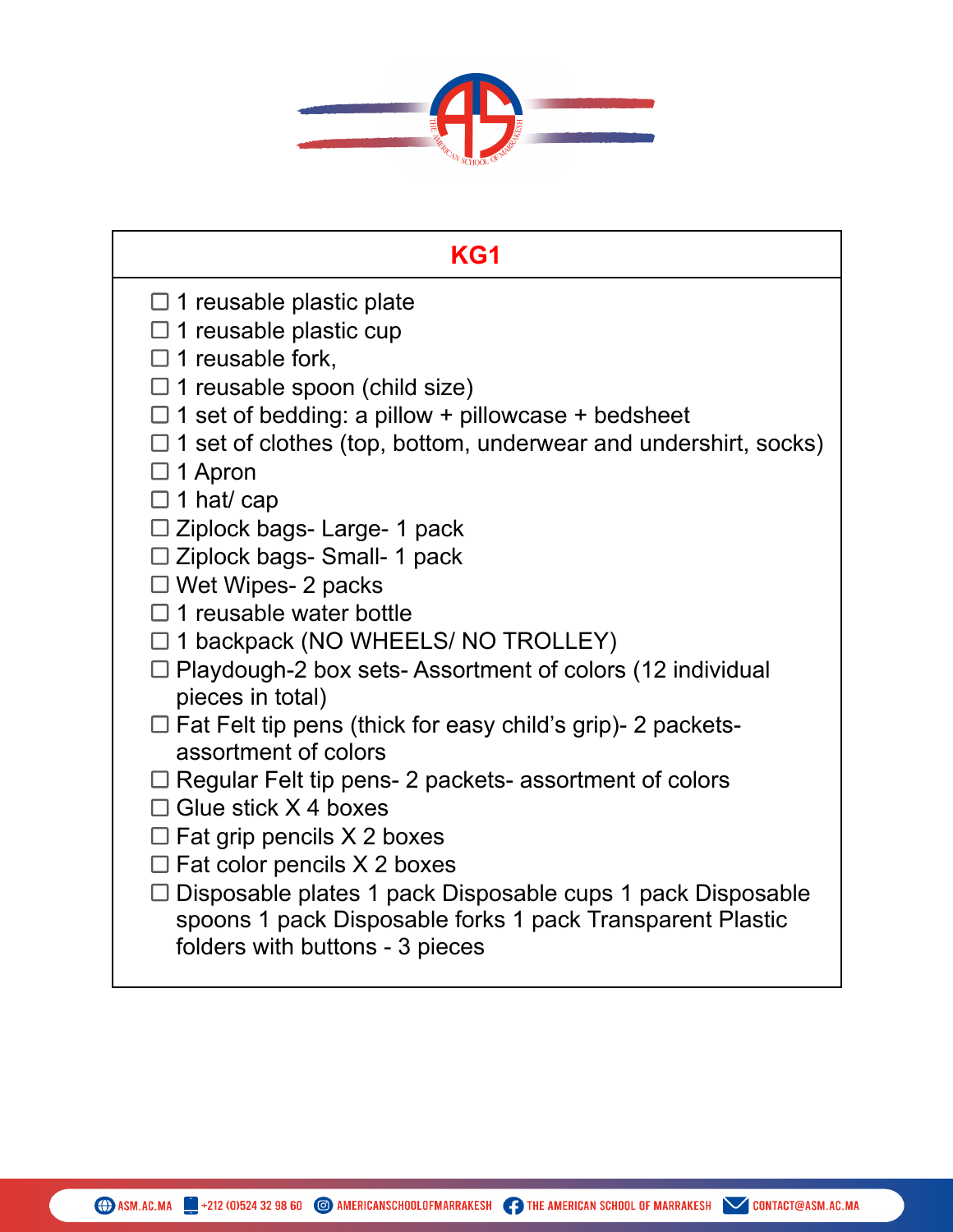## KG1

- ☐ 1 reusable plastic plate
- ☐ 1 reusable plastic cup
- ☐ 1 reusable fork,
- ☐ 1 reusable spoon (child size)
- ☐ 1 set of bedding: a pillow + pillowcase + bedsheet
- ☐ 1 set of clothes (top, bottom, underwear and undershirt, socks)
- ☐ 1 Apron
- ☐ 1 hat/ cap
- ☐ Ziplock bags- Large- 1 pack
- ☐ Ziplock bags- Small- 1 pack
- ☐ Wet Wipes- 2 packs
- ☐ 1 reusable water bottle
- ☐ 1 backpack (NO WHEELS/ NO TROLLEY)
- ☐ Playdough-2 box sets- Assortment of colors (12 individual pieces in total)
- ☐ Fat Felt tip pens (thick for easy child's grip)- 2 packets- assortment of colors
- ☐ Regular Felt tip pens- 2 packets- assortment of colors
- ☐ Glue stick X 4 boxes
- ☐ Fat grip pencils X 2 boxes
- ☐ Fat color pencils X 2 boxes
- ☐ Disposable plates 1 pack Disposable cups 1 pack Disposable spoons 1 pack Disposable forks 1 pack Transparent Plastic folders with buttons - 3 pieces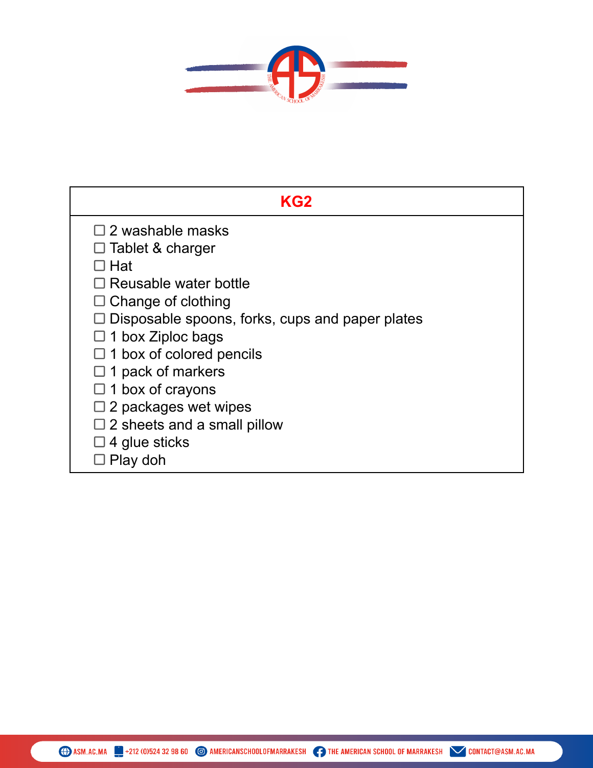## KG2

- ☐ 2 washable masks
- ☐ Tablet & charger
- ☐ Hat
- ☐ Reusable water bottle
- ☐ Change of clothing
- ☐ Disposable spoons, forks, cups and paper plates
- ☐ 1 box Ziploc bags
- ☐ 1 box of colored pencils
- ☐ 1 pack of markers
- ☐ 1 box of crayons
- ☐ 2 packages wet wipes
- ☐ 2 sheets and a small pillow
- ☐ 4 glue sticks
- ☐ Play doh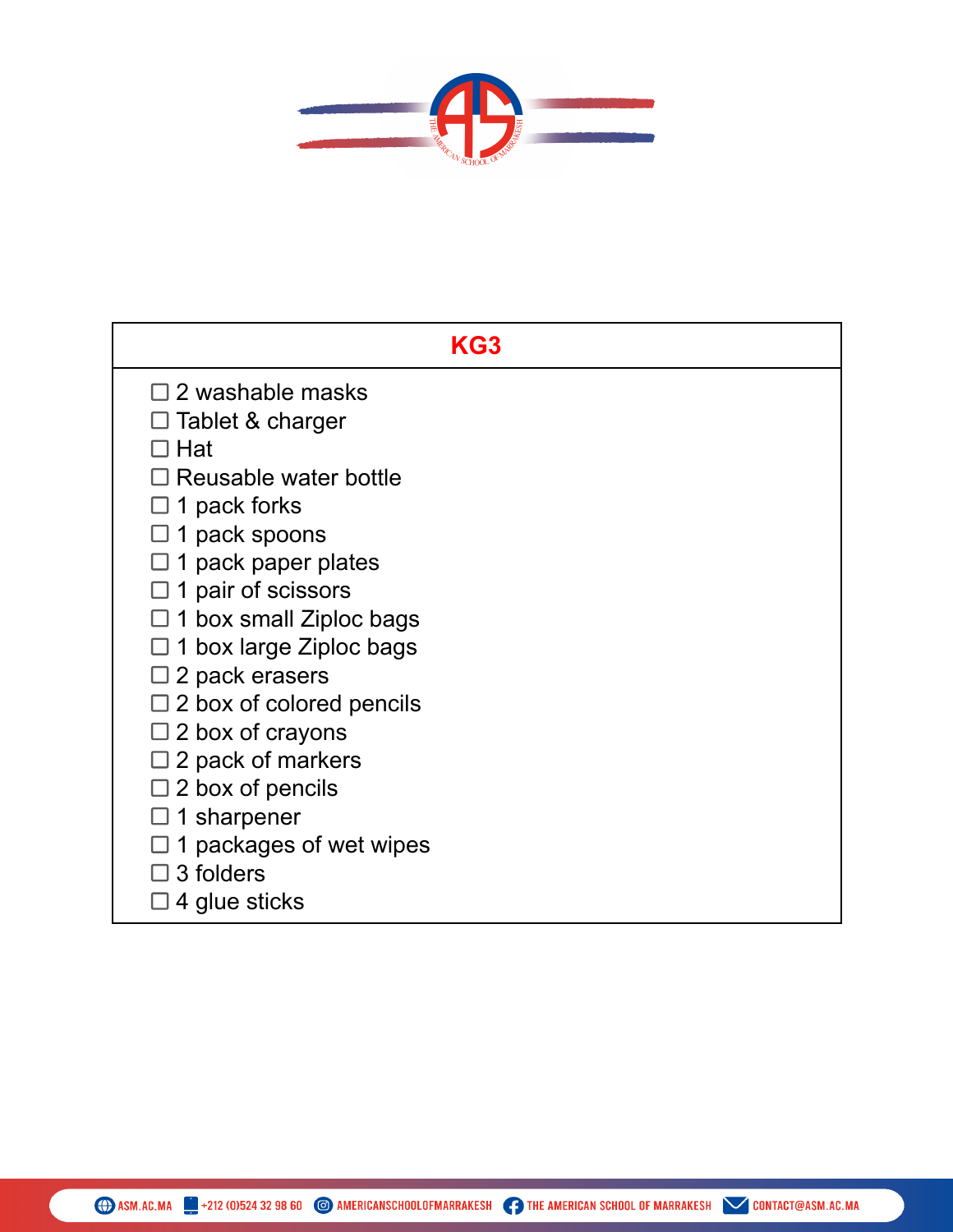## KG3

- ☐ 2 washable masks
- ☐ Tablet & charger
- ☐ Hat
- ☐ Reusable water bottle
- ☐ 1 pack forks
- ☐ 1 pack spoons
- ☐ 1 pack paper plates
- ☐ 1 pair of scissors
- ☐ 1 box small Ziploc bags
- ☐ 1 box large Ziploc bags
- ☐ 2 pack erasers
- ☐ 2 box of colored pencils
- ☐ 2 box of crayons
- ☐ 2 pack of markers
- ☐ 2 box of pencils
- ☐ 1 sharpener
- ☐ 1 packages of wet wipes
- ☐ 3 folders
- ☐ 4 glue sticks